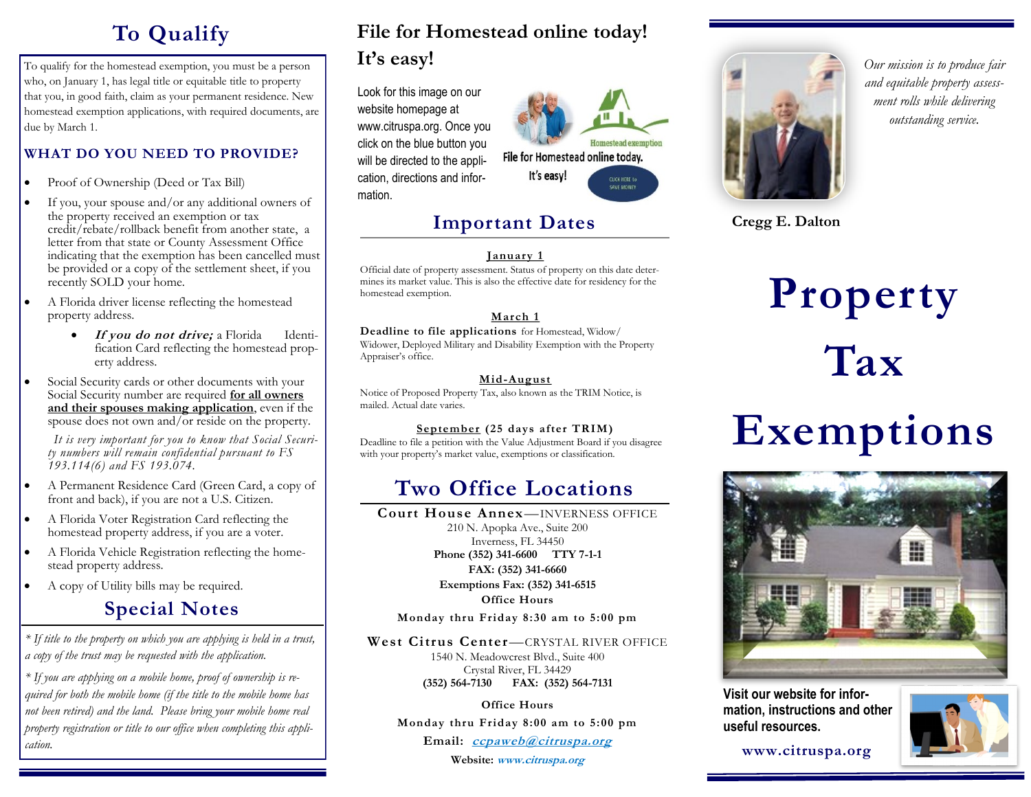# To Qualify

To qualify for the homestead exemption, you must be a person who, on January 1, has legal title or equitable title to property that you, in good faith, claim as your permanent residence. New homestead exemption applications, with required documents, are due by March 1.

### WHAT DO YOU NEED TO PROVIDE?

- Proof of Ownership (Deed or Tax Bill)
- If you, your spouse and/or any additional owners of the property received an exemption or tax credit/rebate/rollback benefit from another state, a letter from that state or County Assessment Office indicating that the exemption has been cancelled must be provided or a copy of the settlement sheet, if you recently SOLD your home.
- A Florida driver license reflecting the homestead property address.
  - ***If you do not drive;*** a Florida Identification Card reflecting the homestead property address.
- Social Security cards or other documents with your Social Security number are required **for all owners and their spouses making application**, even if the spouse does not own and/or reside on the property.

  *It is very important for you to know that Social Security numbers will remain confidential pursuant to FS 193.114(6) and FS 193.074.*
- A Permanent Residence Card (Green Card, a copy of front and back), if you are not a U.S. Citizen.
- A Florida Voter Registration Card reflecting the homestead property address, if you are a voter.
- A Florida Vehicle Registration reflecting the homestead property address.
- A copy of Utility bills may be required.

## Special Notes

*\* If title to the property on which you are applying is held in a trust, a copy of the trust may be requested with the application.*

*\* If you are applying on a mobile home, proof of ownership is required for both the mobile home (if the title to the mobile home has not been retired) and the land. Please bring your mobile home real property registration or title to our office when completing this application.*

# File for Homestead online today! It's easy!

Look for this image on our website homepage at www.citruspa.org. Once you click on the blue button you will be directed to the application, directions and information.

Homestead exemption

File for Homestead online today. It's easy!

CLICK HERE to SAVE MONEY

## Important Dates

**January 1**

Official date of property assessment. Status of property on this date determines its market value. This is also the effective date for residency for the homestead exemption.

**March 1**

**Deadline to file applications** for Homestead, Widow/Widower, Deployed Military and Disability Exemption with the Property Appraiser's office.

**Mid-August**

Notice of Proposed Property Tax, also known as the TRIM Notice, is mailed. Actual date varies.

**September (25 days after TRIM)**

Deadline to file a petition with the Value Adjustment Board if you disagree with your property's market value, exemptions or classification.

## Two Office Locations

**Court House Annex**—INVERNESS OFFICE
210 N. Apopka Ave., Suite 200
Inverness, FL 34450
**Phone (352) 341-6600 TTY 7-1-1**
**FAX: (352) 341-6660**
**Exemptions Fax: (352) 341-6515**
**Office Hours**
Monday thru Friday 8:30 am to 5:00 pm

**West Citrus Center**—CRYSTAL RIVER OFFICE
1540 N. Meadowcrest Blvd., Suite 400
Crystal River, FL 34429
**(352) 564-7130 FAX: (352) 564-7131**
**Office Hours**
Monday thru Friday 8:00 am to 5:00 pm

**Email:** ***ccpaweb@citruspa.org***

**Website:** ***www.citruspa.org***

*Our mission is to produce fair and equitable property assessment rolls while delivering outstanding service.*

**Cregg E. Dalton**

# Property Tax Exemptions

**Visit our website for information, instructions and other useful resources.**

**www.citruspa.org**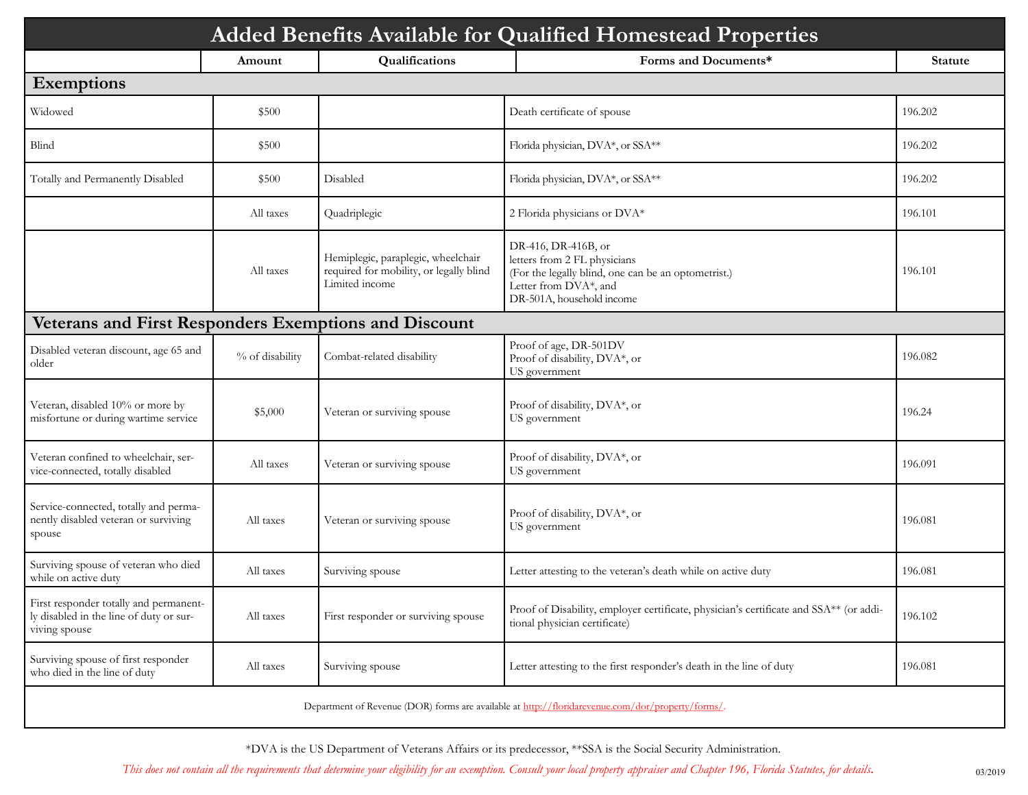# Added Benefits Available for Qualified Homestead Properties

| | Amount | Qualifications | Forms and Documents* | Statute |
|---|---|---|---|---|
| **Exemptions** | | | | |
| Widowed | $500 | | Death certificate of spouse | 196.202 |
| Blind | $500 | | Florida physician, DVA*, or SSA** | 196.202 |
| Totally and Permanently Disabled | $500 | Disabled | Florida physician, DVA*, or SSA** | 196.202 |
| | All taxes | Quadriplegic | 2 Florida physicians or DVA* | 196.101 |
| | All taxes | Hemiplegic, paraplegic, wheelchair required for mobility, or legally blind<br>Limited income | DR-416, DR-416B, or<br>letters from 2 FL physicians<br>(For the legally blind, one can be an optometrist.)<br>Letter from DVA*, and<br>DR-501A, household income | 196.101 |
| **Veterans and First Responders Exemptions and Discount** | | | | |
| Disabled veteran discount, age 65 and older | % of disability | Combat-related disability | Proof of age, DR-501DV<br>Proof of disability, DVA*, or<br>US government | 196.082 |
| Veteran, disabled 10% or more by misfortune or during wartime service | $5,000 | Veteran or surviving spouse | Proof of disability, DVA*, or<br>US government | 196.24 |
| Veteran confined to wheelchair, service-connected, totally disabled | All taxes | Veteran or surviving spouse | Proof of disability, DVA*, or<br>US government | 196.091 |
| Service-connected, totally and permanently disabled veteran or surviving spouse | All taxes | Veteran or surviving spouse | Proof of disability, DVA*, or<br>US government | 196.081 |
| Surviving spouse of veteran who died while on active duty | All taxes | Surviving spouse | Letter attesting to the veteran's death while on active duty | 196.081 |
| First responder totally and permanently disabled in the line of duty or surviving spouse | All taxes | First responder or surviving spouse | Proof of Disability, employer certificate, physician's certificate and SSA** (or additional physician certificate) | 196.102 |
| Surviving spouse of first responder who died in the line of duty | All taxes | Surviving spouse | Letter attesting to the first responder's death in the line of duty | 196.081 |

Department of Revenue (DOR) forms are available at http://floridarevenue.com/dor/property/forms/.

*DVA is the US Department of Veterans Affairs or its predecessor, **SSA is the Social Security Administration.

*This does not contain all the requirements that determine your eligibility for an exemption. Consult your local property appraiser and Chapter 196, Florida Statutes, for details.*

03/2019